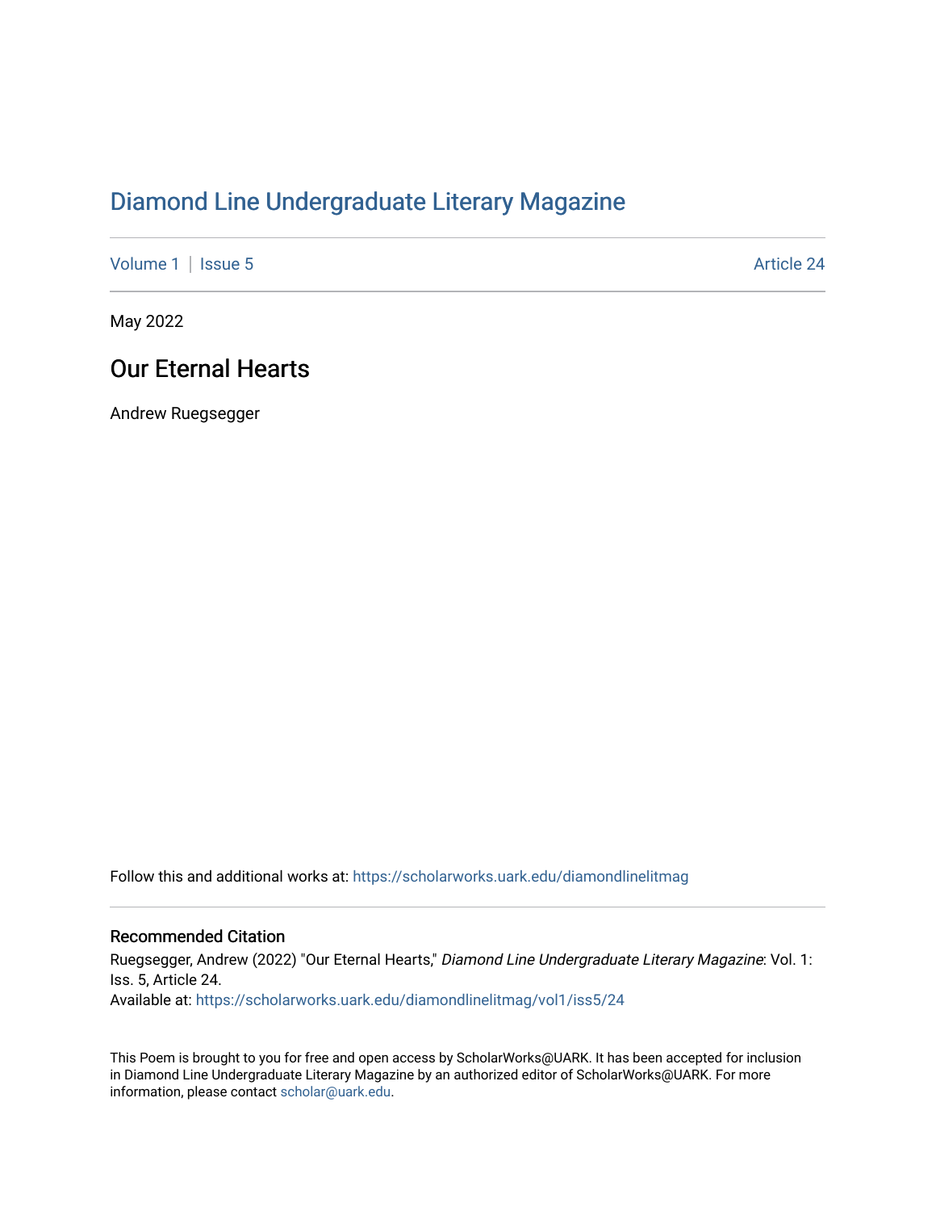# Diamond Line Undergraduate Literary Magazine

Volume 1 | Issue 5 Article 24

May 2022

## Our Eternal Hearts

Andrew Ruegsegger

Follow this and additional works at: https://scholarworks.uark.edu/diamondlinelitmag

### Recommended Citation

Ruegsegger, Andrew (2022) "Our Eternal Hearts," *Diamond Line Undergraduate Literary Magazine*: Vol. 1: Iss. 5, Article 24.
Available at: https://scholarworks.uark.edu/diamondlinelitmag/vol1/iss5/24

This Poem is brought to you for free and open access by ScholarWorks@UARK. It has been accepted for inclusion in Diamond Line Undergraduate Literary Magazine by an authorized editor of ScholarWorks@UARK. For more information, please contact scholar@uark.edu.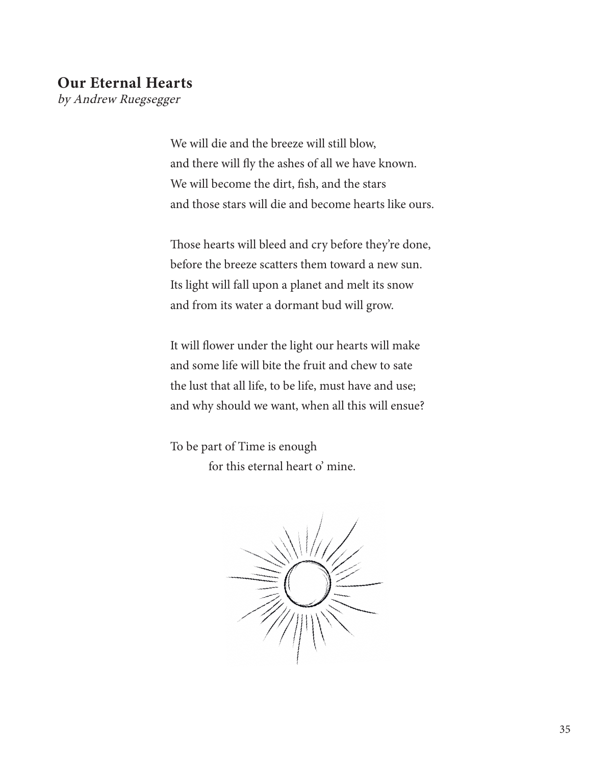## Our Eternal Hearts

*by Andrew Ruegsegger*

We will die and the breeze will still blow,  
and there will fly the ashes of all we have known.  
We will become the dirt, fish, and the stars  
and those stars will die and become hearts like ours.

Those hearts will bleed and cry before they're done,  
before the breeze scatters them toward a new sun.  
Its light will fall upon a planet and melt its snow  
and from its water a dormant bud will grow.

It will flower under the light our hearts will make  
and some life will bite the fruit and chew to sate  
the lust that all life, to be life, must have and use;  
and why should we want, when all this will ensue?

To be part of Time is enough  
          for this eternal heart o' mine.